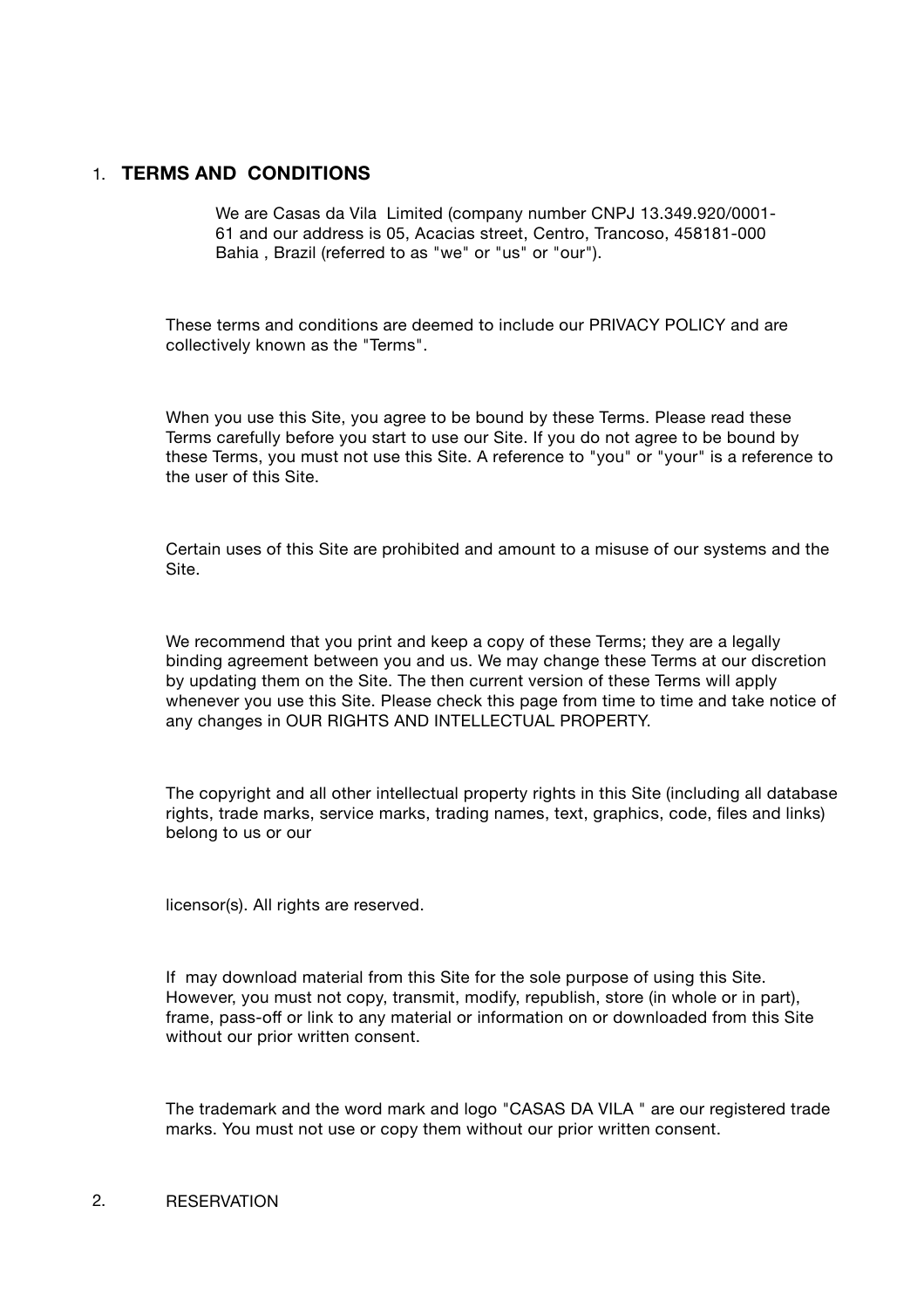## 1. TERMS AND CONDITIONS

We are Casas da Vila Limited (company number CNPJ 13.349.920/0001-61 and our address is 05, Acacias street, Centro, Trancoso, 458181-000 Bahia , Brazil (referred to as "we" or "us" or "our").

These terms and conditions are deemed to include our PRIVACY POLICY and are collectively known as the "Terms".

When you use this Site, you agree to be bound by these Terms. Please read these Terms carefully before you start to use our Site. If you do not agree to be bound by these Terms, you must not use this Site. A reference to "you" or "your" is a reference to the user of this Site.

Certain uses of this Site are prohibited and amount to a misuse of our systems and the Site.

We recommend that you print and keep a copy of these Terms; they are a legally binding agreement between you and us. We may change these Terms at our discretion by updating them on the Site. The then current version of these Terms will apply whenever you use this Site. Please check this page from time to time and take notice of any changes in OUR RIGHTS AND INTELLECTUAL PROPERTY.

The copyright and all other intellectual property rights in this Site (including all database rights, trade marks, service marks, trading names, text, graphics, code, files and links) belong to us or our

licensor(s). All rights are reserved.

If may download material from this Site for the sole purpose of using this Site. However, you must not copy, transmit, modify, republish, store (in whole or in part), frame, pass-off or link to any material or information on or downloaded from this Site without our prior written consent.

The trademark and the word mark and logo "CASAS DA VILA " are our registered trade marks. You must not use or copy them without our prior written consent.

## 2. RESERVATION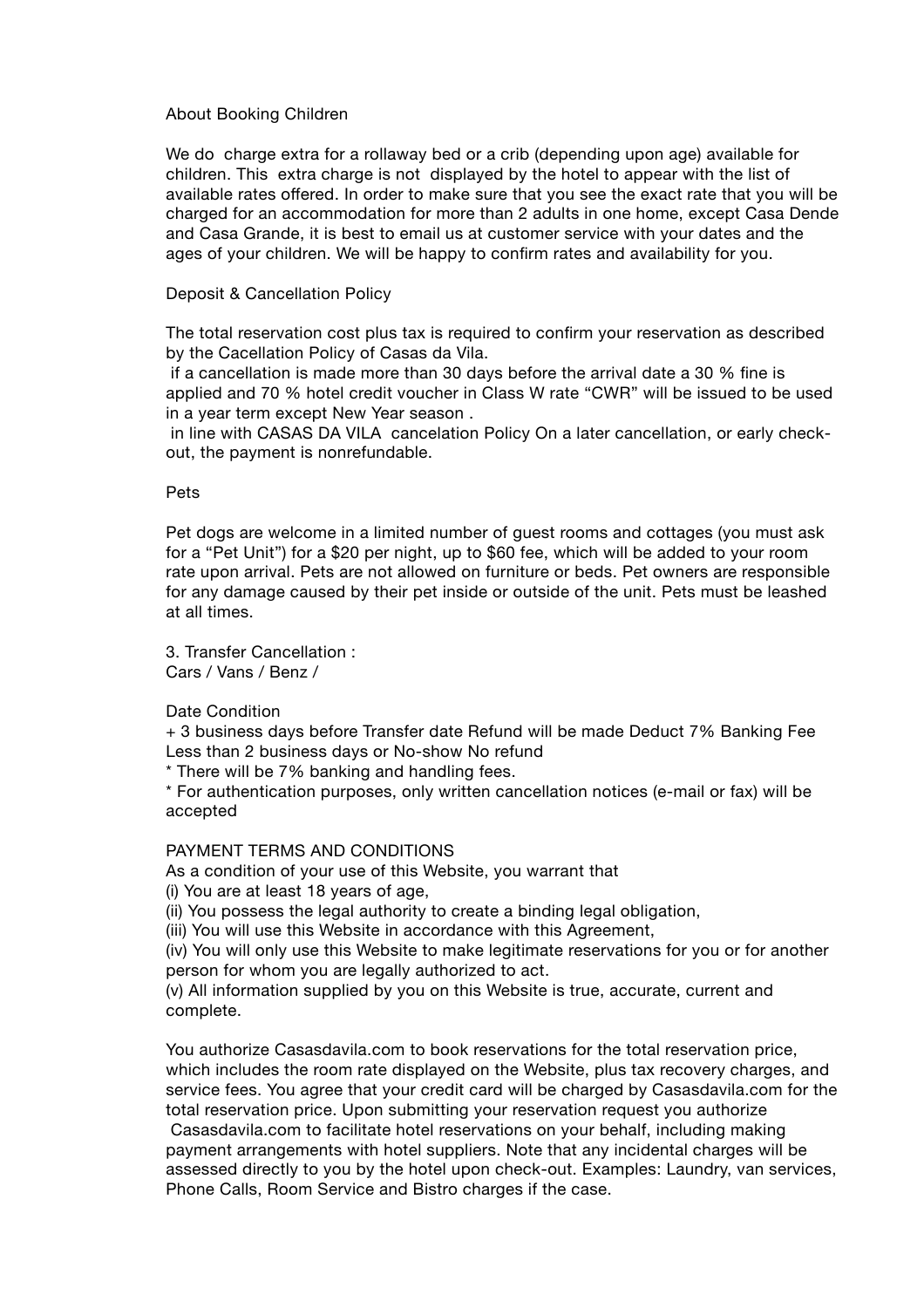## About Booking Children

We do charge extra for a rollaway bed or a crib (depending upon age) available for children. This extra charge is not displayed by the hotel to appear with the list of available rates offered. In order to make sure that you see the exact rate that you will be charged for an accommodation for more than 2 adults in one home, except Casa Dende and Casa Grande, it is best to email us at customer service with your dates and the ages of your children. We will be happy to confirm rates and availability for you.

## Deposit & Cancellation Policy

The total reservation cost plus tax is required to confirm your reservation as described by the Cacellation Policy of Casas da Vila.

if a cancellation is made more than 30 days before the arrival date a 30 % fine is applied and 70 % hotel credit voucher in Class W rate "CWR" will be issued to be used in a year term except New Year season .

in line with CASAS DA VILA cancelation Policy On a later cancellation, or early check-out, the payment is nonrefundable.

## Pets

Pet dogs are welcome in a limited number of guest rooms and cottages (you must ask for a "Pet Unit") for a $20 per night, up to $60 fee, which will be added to your room rate upon arrival. Pets are not allowed on furniture or beds. Pet owners are responsible for any damage caused by their pet inside or outside of the unit. Pets must be leashed at all times.

## 3. Transfer Cancellation :

Cars / Vans / Benz /

Date Condition

+ 3 business days before Transfer date Refund will be made Deduct 7% Banking Fee

Less than 2 business days or No-show No refund

* There will be 7% banking and handling fees.
* For authentication purposes, only written cancellation notices (e-mail or fax) will be accepted

## PAYMENT TERMS AND CONDITIONS

As a condition of your use of this Website, you warrant that

(i) You are at least 18 years of age,
(ii) You possess the legal authority to create a binding legal obligation,
(iii) You will use this Website in accordance with this Agreement,
(iv) You will only use this Website to make legitimate reservations for you or for another person for whom you are legally authorized to act.
(v) All information supplied by you on this Website is true, accurate, current and complete.

You authorize Casasdavila.com to book reservations for the total reservation price, which includes the room rate displayed on the Website, plus tax recovery charges, and service fees. You agree that your credit card will be charged by Casasdavila.com for the total reservation price. Upon submitting your reservation request you authorize Casasdavila.com to facilitate hotel reservations on your behalf, including making payment arrangements with hotel suppliers. Note that any incidental charges will be assessed directly to you by the hotel upon check-out. Examples: Laundry, van services, Phone Calls, Room Service and Bistro charges if the case.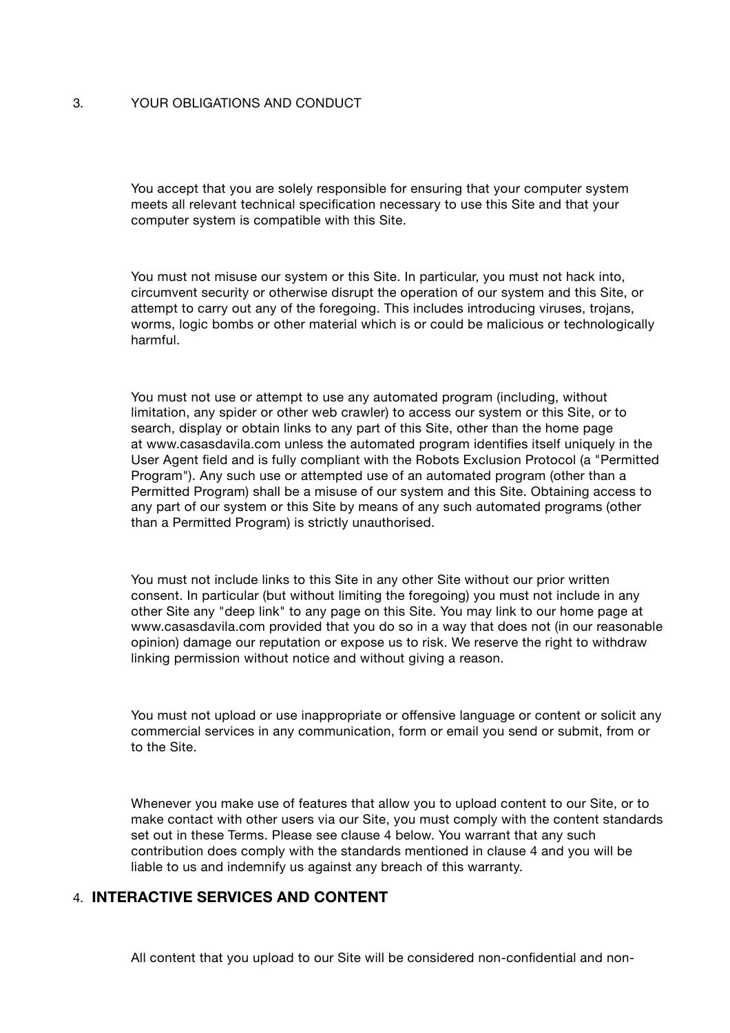## 3. YOUR OBLIGATIONS AND CONDUCT

You accept that you are solely responsible for ensuring that your computer system meets all relevant technical specification necessary to use this Site and that your computer system is compatible with this Site.

You must not misuse our system or this Site. In particular, you must not hack into, circumvent security or otherwise disrupt the operation of our system and this Site, or attempt to carry out any of the foregoing. This includes introducing viruses, trojans, worms, logic bombs or other material which is or could be malicious or technologically harmful.

You must not use or attempt to use any automated program (including, without limitation, any spider or other web crawler) to access our system or this Site, or to search, display or obtain links to any part of this Site, other than the home page at www.casasdavila.com unless the automated program identifies itself uniquely in the User Agent field and is fully compliant with the Robots Exclusion Protocol (a "Permitted Program"). Any such use or attempted use of an automated program (other than a Permitted Program) shall be a misuse of our system and this Site. Obtaining access to any part of our system or this Site by means of any such automated programs (other than a Permitted Program) is strictly unauthorised.

You must not include links to this Site in any other Site without our prior written consent. In particular (but without limiting the foregoing) you must not include in any other Site any "deep link" to any page on this Site. You may link to our home page at www.casasdavila.com provided that you do so in a way that does not (in our reasonable opinion) damage our reputation or expose us to risk. We reserve the right to withdraw linking permission without notice and without giving a reason.

You must not upload or use inappropriate or offensive language or content or solicit any commercial services in any communication, form or email you send or submit, from or to the Site.

Whenever you make use of features that allow you to upload content to our Site, or to make contact with other users via our Site, you must comply with the content standards set out in these Terms. Please see clause 4 below. You warrant that any such contribution does comply with the standards mentioned in clause 4 and you will be liable to us and indemnify us against any breach of this warranty.

## 4. **INTERACTIVE SERVICES AND CONTENT**

All content that you upload to our Site will be considered non-confidential and non-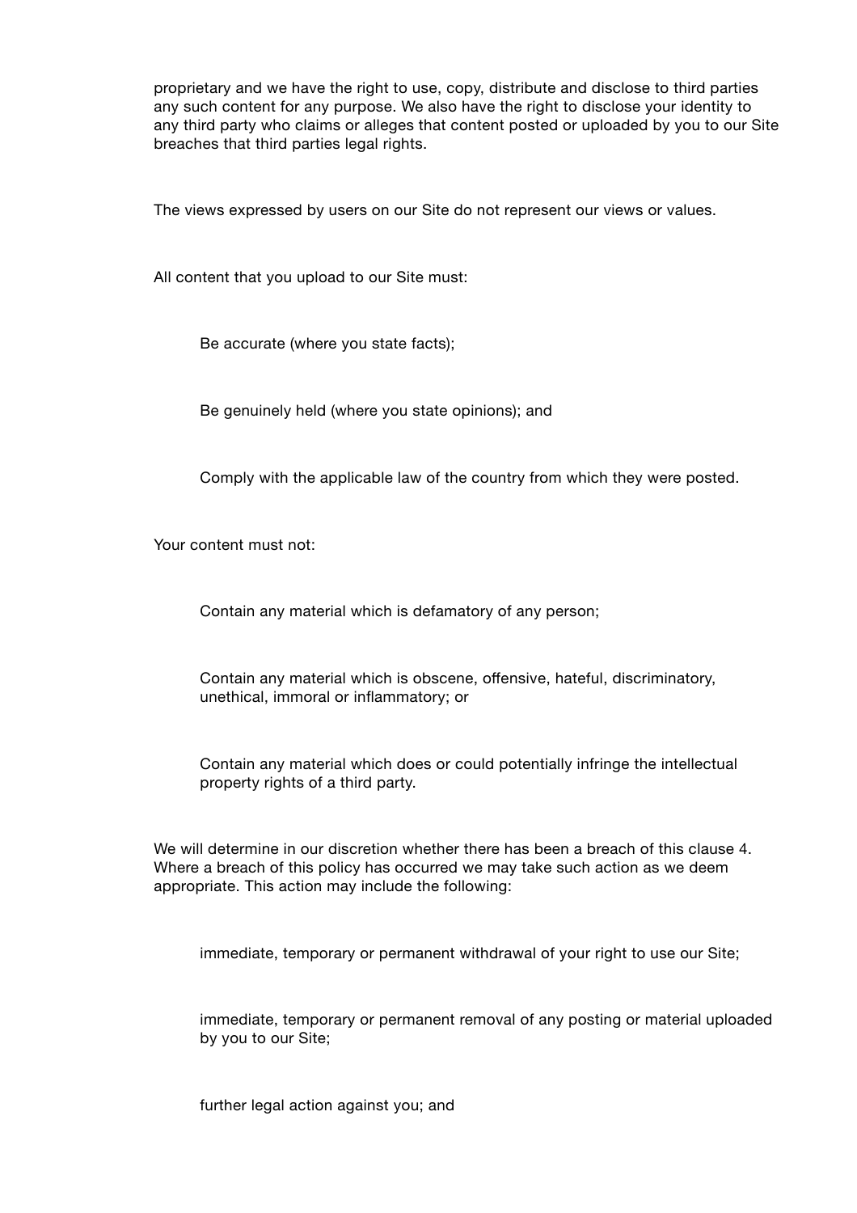proprietary and we have the right to use, copy, distribute and disclose to third parties any such content for any purpose. We also have the right to disclose your identity to any third party who claims or alleges that content posted or uploaded by you to our Site breaches that third parties legal rights.

The views expressed by users on our Site do not represent our views or values.

All content that you upload to our Site must:

- Be accurate (where you state facts);
- Be genuinely held (where you state opinions); and
- Comply with the applicable law of the country from which they were posted.

Your content must not:

- Contain any material which is defamatory of any person;
- Contain any material which is obscene, offensive, hateful, discriminatory, unethical, immoral or inflammatory; or
- Contain any material which does or could potentially infringe the intellectual property rights of a third party.

We will determine in our discretion whether there has been a breach of this clause 4. Where a breach of this policy has occurred we may take such action as we deem appropriate. This action may include the following:

- immediate, temporary or permanent withdrawal of your right to use our Site;
- immediate, temporary or permanent removal of any posting or material uploaded by you to our Site;
- further legal action against you; and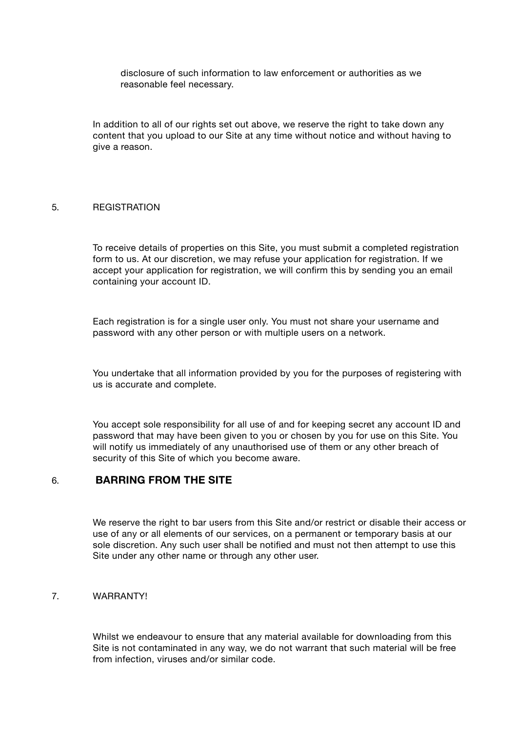disclosure of such information to law enforcement or authorities as we reasonable feel necessary.

In addition to all of our rights set out above, we reserve the right to take down any content that you upload to our Site at any time without notice and without having to give a reason.

5. REGISTRATION

To receive details of properties on this Site, you must submit a completed registration form to us. At our discretion, we may refuse your application for registration. If we accept your application for registration, we will confirm this by sending you an email containing your account ID.

Each registration is for a single user only. You must not share your username and password with any other person or with multiple users on a network.

You undertake that all information provided by you for the purposes of registering with us is accurate and complete.

You accept sole responsibility for all use of and for keeping secret any account ID and password that may have been given to you or chosen by you for use on this Site. You will notify us immediately of any unauthorised use of them or any other breach of security of this Site of which you become aware.

6. **BARRING FROM THE SITE**

We reserve the right to bar users from this Site and/or restrict or disable their access or use of any or all elements of our services, on a permanent or temporary basis at our sole discretion. Any such user shall be notified and must not then attempt to use this Site under any other name or through any other user.

7. WARRANTY!

Whilst we endeavour to ensure that any material available for downloading from this Site is not contaminated in any way, we do not warrant that such material will be free from infection, viruses and/or similar code.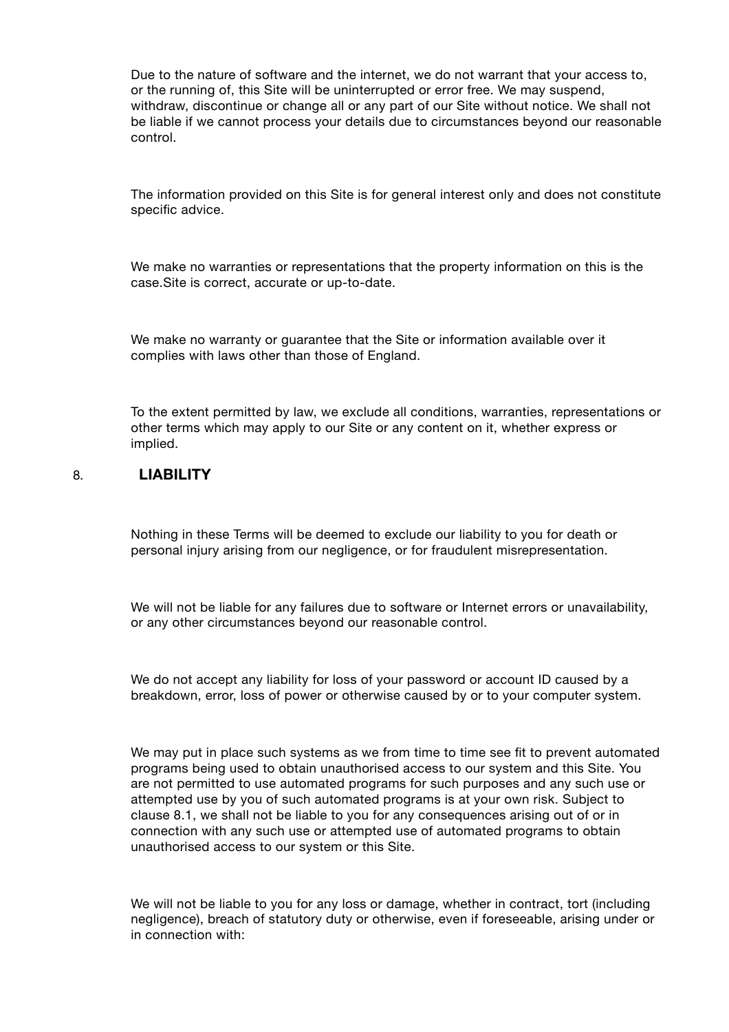Due to the nature of software and the internet, we do not warrant that your access to, or the running of, this Site will be uninterrupted or error free. We may suspend, withdraw, discontinue or change all or any part of our Site without notice. We shall not be liable if we cannot process your details due to circumstances beyond our reasonable control.

The information provided on this Site is for general interest only and does not constitute specific advice.

We make no warranties or representations that the property information on this is the case.Site is correct, accurate or up-to-date.

We make no warranty or guarantee that the Site or information available over it complies with laws other than those of England.

To the extent permitted by law, we exclude all conditions, warranties, representations or other terms which may apply to our Site or any content on it, whether express or implied.

## 8. LIABILITY

Nothing in these Terms will be deemed to exclude our liability to you for death or personal injury arising from our negligence, or for fraudulent misrepresentation.

We will not be liable for any failures due to software or Internet errors or unavailability, or any other circumstances beyond our reasonable control.

We do not accept any liability for loss of your password or account ID caused by a breakdown, error, loss of power or otherwise caused by or to your computer system.

We may put in place such systems as we from time to time see fit to prevent automated programs being used to obtain unauthorised access to our system and this Site. You are not permitted to use automated programs for such purposes and any such use or attempted use by you of such automated programs is at your own risk. Subject to clause 8.1, we shall not be liable to you for any consequences arising out of or in connection with any such use or attempted use of automated programs to obtain unauthorised access to our system or this Site.

We will not be liable to you for any loss or damage, whether in contract, tort (including negligence), breach of statutory duty or otherwise, even if foreseeable, arising under or in connection with: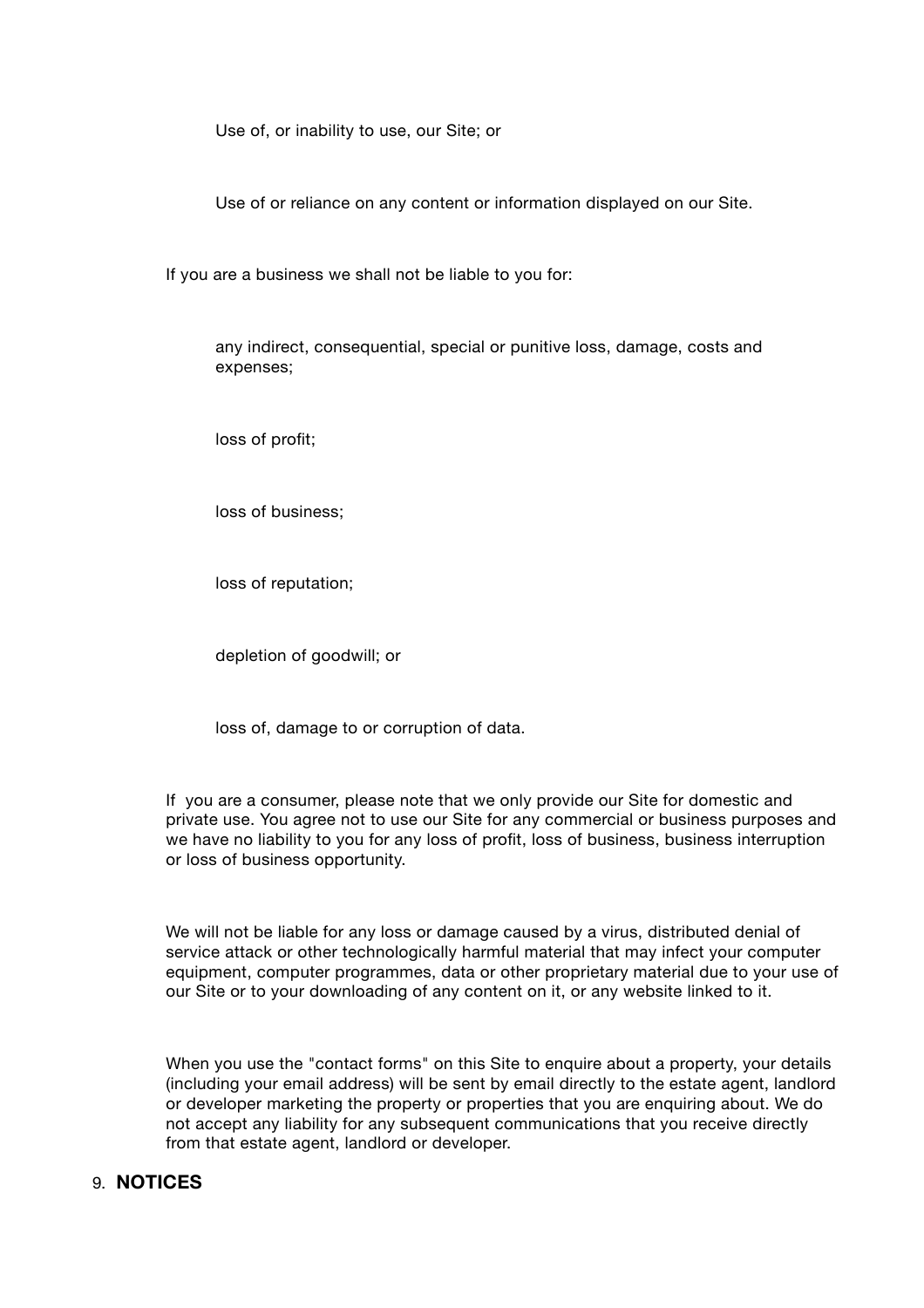- Use of, or inability to use, our Site; or
- Use of or reliance on any content or information displayed on our Site.

If you are a business we shall not be liable to you for:

- any indirect, consequential, special or punitive loss, damage, costs and expenses;
- loss of profit;
- loss of business;
- loss of reputation;
- depletion of goodwill; or
- loss of, damage to or corruption of data.

If you are a consumer, please note that we only provide our Site for domestic and private use. You agree not to use our Site for any commercial or business purposes and we have no liability to you for any loss of profit, loss of business, business interruption or loss of business opportunity.

We will not be liable for any loss or damage caused by a virus, distributed denial of service attack or other technologically harmful material that may infect your computer equipment, computer programmes, data or other proprietary material due to your use of our Site or to your downloading of any content on it, or any website linked to it.

When you use the "contact forms" on this Site to enquire about a property, your details (including your email address) will be sent by email directly to the estate agent, landlord or developer marketing the property or properties that you are enquiring about. We do not accept any liability for any subsequent communications that you receive directly from that estate agent, landlord or developer.

## 9. NOTICES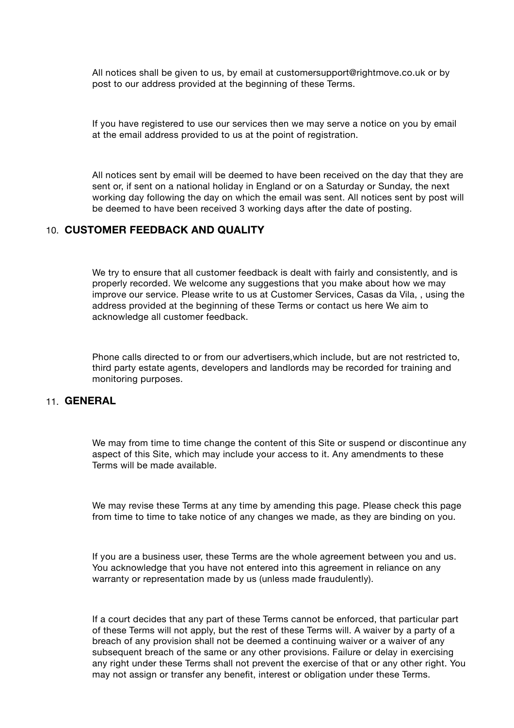All notices shall be given to us, by email at customersupport@rightmove.co.uk or by post to our address provided at the beginning of these Terms.

If you have registered to use our services then we may serve a notice on you by email at the email address provided to us at the point of registration.

All notices sent by email will be deemed to have been received on the day that they are sent or, if sent on a national holiday in England or on a Saturday or Sunday, the next working day following the day on which the email was sent. All notices sent by post will be deemed to have been received 3 working days after the date of posting.

## 10. CUSTOMER FEEDBACK AND QUALITY

We try to ensure that all customer feedback is dealt with fairly and consistently, and is properly recorded. We welcome any suggestions that you make about how we may improve our service. Please write to us at Customer Services, Casas da Vila, , using the address provided at the beginning of these Terms or contact us here We aim to acknowledge all customer feedback.

Phone calls directed to or from our advertisers,which include, but are not restricted to, third party estate agents, developers and landlords may be recorded for training and monitoring purposes.

## 11. GENERAL

We may from time to time change the content of this Site or suspend or discontinue any aspect of this Site, which may include your access to it. Any amendments to these Terms will be made available.

We may revise these Terms at any time by amending this page. Please check this page from time to time to take notice of any changes we made, as they are binding on you.

If you are a business user, these Terms are the whole agreement between you and us. You acknowledge that you have not entered into this agreement in reliance on any warranty or representation made by us (unless made fraudulently).

If a court decides that any part of these Terms cannot be enforced, that particular part of these Terms will not apply, but the rest of these Terms will. A waiver by a party of a breach of any provision shall not be deemed a continuing waiver or a waiver of any subsequent breach of the same or any other provisions. Failure or delay in exercising any right under these Terms shall not prevent the exercise of that or any other right. You may not assign or transfer any benefit, interest or obligation under these Terms.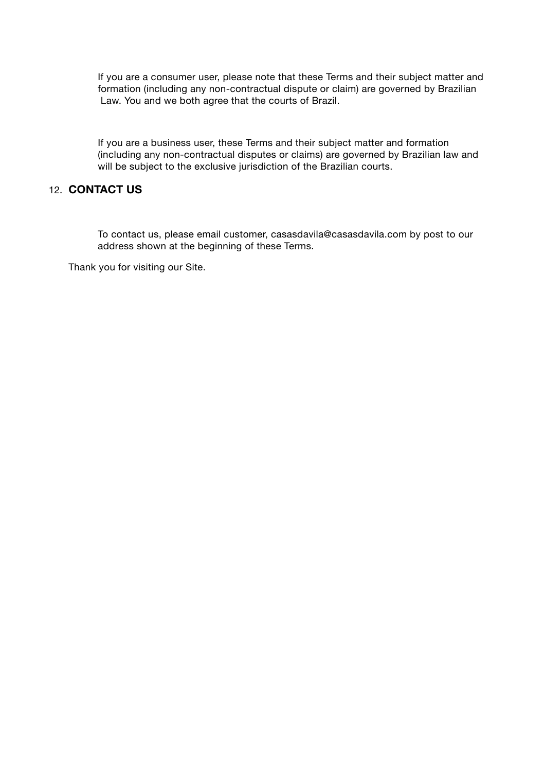If you are a consumer user, please note that these Terms and their subject matter and formation (including any non-contractual dispute or claim) are governed by Brazilian Law. You and we both agree that the courts of Brazil.

If you are a business user, these Terms and their subject matter and formation (including any non-contractual disputes or claims) are governed by Brazilian law and will be subject to the exclusive jurisdiction of the Brazilian courts.

## 12. CONTACT US

To contact us, please email customer, casasdavila@casasdavila.com by post to our address shown at the beginning of these Terms.

Thank you for visiting our Site.